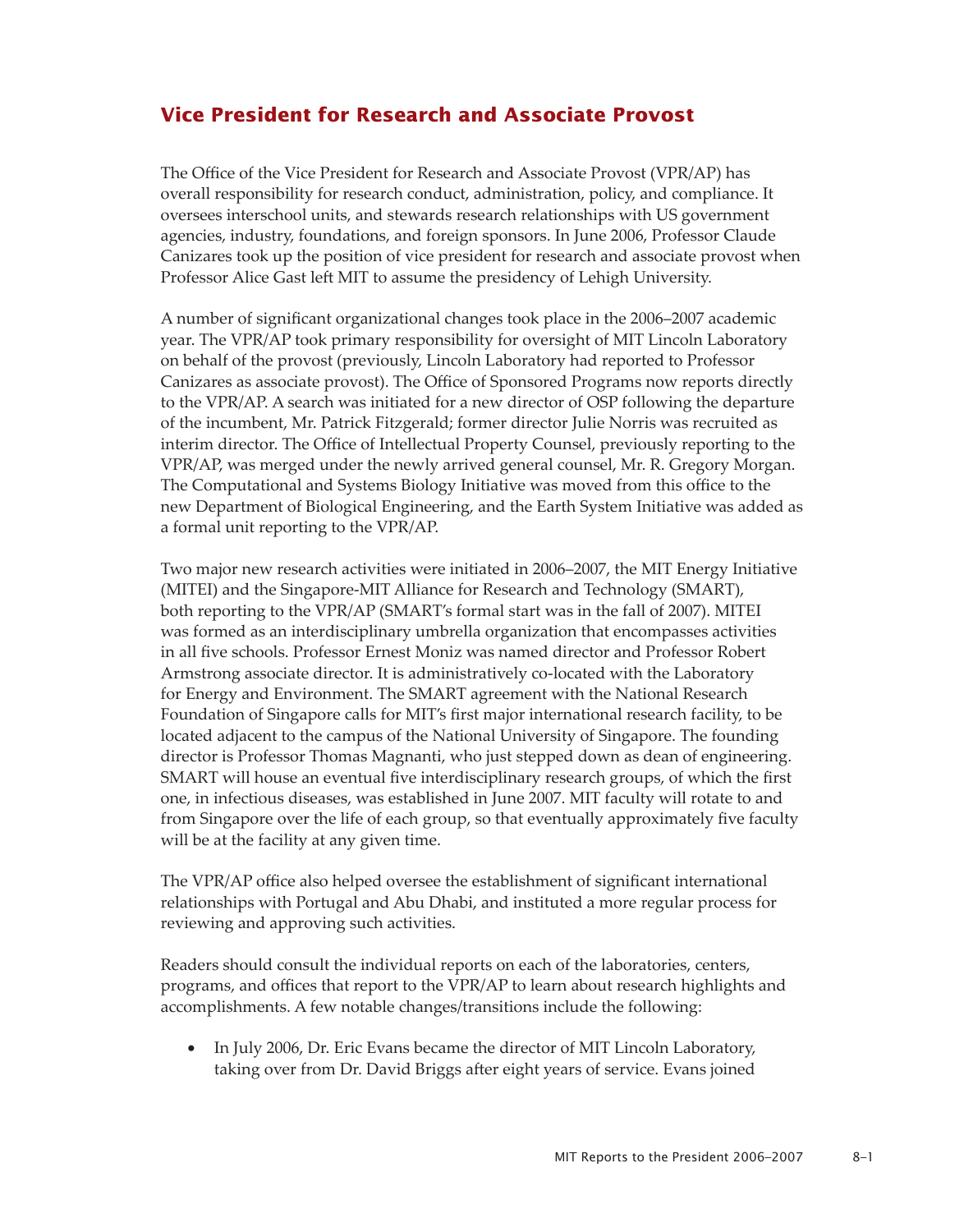## Vice President for Research and Associate Provost

The Office of the Vice President for Research and Associate Provost (VPR/AP) has overall responsibility for research conduct, administration, policy, and compliance. It oversees interschool units, and stewards research relationships with US government agencies, industry, foundations, and foreign sponsors. In June 2006, Professor Claude Canizares took up the position of vice president for research and associate provost when Professor Alice Gast left MIT to assume the presidency of Lehigh University.

A number of significant organizational changes took place in the 2006–2007 academic year. The VPR/AP took primary responsibility for oversight of MIT Lincoln Laboratory on behalf of the provost (previously, Lincoln Laboratory had reported to Professor Canizares as associate provost). The Office of Sponsored Programs now reports directly to the VPR/AP. A search was initiated for a new director of OSP following the departure of the incumbent, Mr. Patrick Fitzgerald; former director Julie Norris was recruited as interim director. The Office of Intellectual Property Counsel, previously reporting to the VPR/AP, was merged under the newly arrived general counsel, Mr. R. Gregory Morgan. The Computational and Systems Biology Initiative was moved from this office to the new Department of Biological Engineering, and the Earth System Initiative was added as a formal unit reporting to the VPR/AP.

Two major new research activities were initiated in 2006–2007, the MIT Energy Initiative (MITEI) and the Singapore-MIT Alliance for Research and Technology (SMART), both reporting to the VPR/AP (SMART's formal start was in the fall of 2007). MITEI was formed as an interdisciplinary umbrella organization that encompasses activities in all five schools. Professor Ernest Moniz was named director and Professor Robert Armstrong associate director. It is administratively co-located with the Laboratory for Energy and Environment. The SMART agreement with the National Research Foundation of Singapore calls for MIT's first major international research facility, to be located adjacent to the campus of the National University of Singapore. The founding director is Professor Thomas Magnanti, who just stepped down as dean of engineering. SMART will house an eventual five interdisciplinary research groups, of which the first one, in infectious diseases, was established in June 2007. MIT faculty will rotate to and from Singapore over the life of each group, so that eventually approximately five faculty will be at the facility at any given time.

The VPR/AP office also helped oversee the establishment of significant international relationships with Portugal and Abu Dhabi, and instituted a more regular process for reviewing and approving such activities.

Readers should consult the individual reports on each of the laboratories, centers, programs, and offices that report to the VPR/AP to learn about research highlights and accomplishments. A few notable changes/transitions include the following:

- In July 2006, Dr. Eric Evans became the director of MIT Lincoln Laboratory, taking over from Dr. David Briggs after eight years of service. Evans joined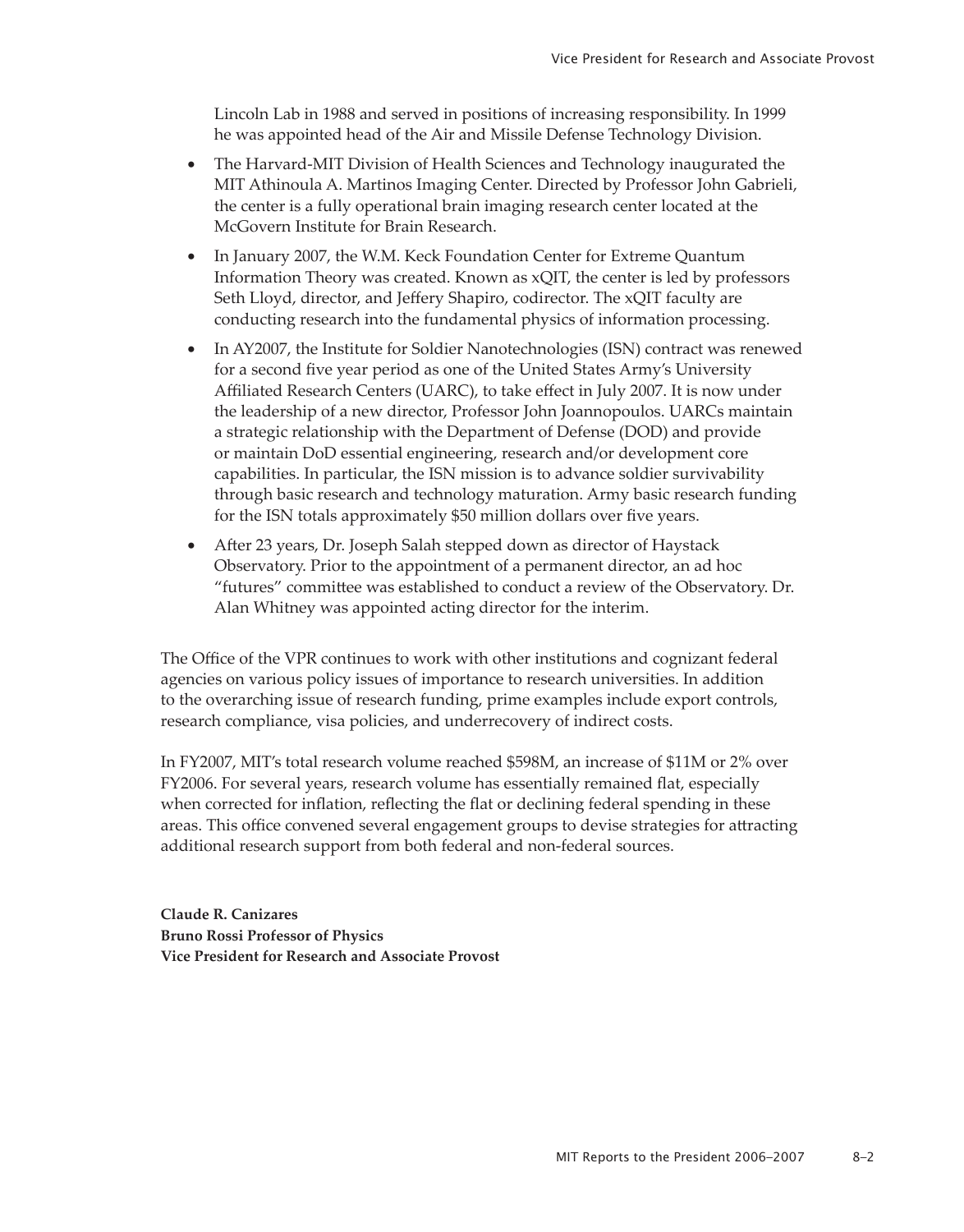Lincoln Lab in 1988 and served in positions of increasing responsibility. In 1999 he was appointed head of the Air and Missile Defense Technology Division.

- The Harvard-MIT Division of Health Sciences and Technology inaugurated the MIT Athinoula A. Martinos Imaging Center. Directed by Professor John Gabrieli, the center is a fully operational brain imaging research center located at the McGovern Institute for Brain Research.
- In January 2007, the W.M. Keck Foundation Center for Extreme Quantum Information Theory was created. Known as xQIT, the center is led by professors Seth Lloyd, director, and Jeffery Shapiro, codirector. The xQIT faculty are conducting research into the fundamental physics of information processing.
- In AY2007, the Institute for Soldier Nanotechnologies (ISN) contract was renewed for a second five year period as one of the United States Army's University Affiliated Research Centers (UARC), to take effect in July 2007. It is now under the leadership of a new director, Professor John Joannopoulos. UARCs maintain a strategic relationship with the Department of Defense (DOD) and provide or maintain DoD essential engineering, research and/or development core capabilities. In particular, the ISN mission is to advance soldier survivability through basic research and technology maturation. Army basic research funding for the ISN totals approximately $50 million dollars over five years.
- After 23 years, Dr. Joseph Salah stepped down as director of Haystack Observatory. Prior to the appointment of a permanent director, an ad hoc "futures" committee was established to conduct a review of the Observatory. Dr. Alan Whitney was appointed acting director for the interim.

The Office of the VPR continues to work with other institutions and cognizant federal agencies on various policy issues of importance to research universities. In addition to the overarching issue of research funding, prime examples include export controls, research compliance, visa policies, and underrecovery of indirect costs.

In FY2007, MIT's total research volume reached $598M, an increase of $11M or 2% over FY2006. For several years, research volume has essentially remained flat, especially when corrected for inflation, reflecting the flat or declining federal spending in these areas. This office convened several engagement groups to devise strategies for attracting additional research support from both federal and non-federal sources.

**Claude R. Canizares**
**Bruno Rossi Professor of Physics**
**Vice President for Research and Associate Provost**